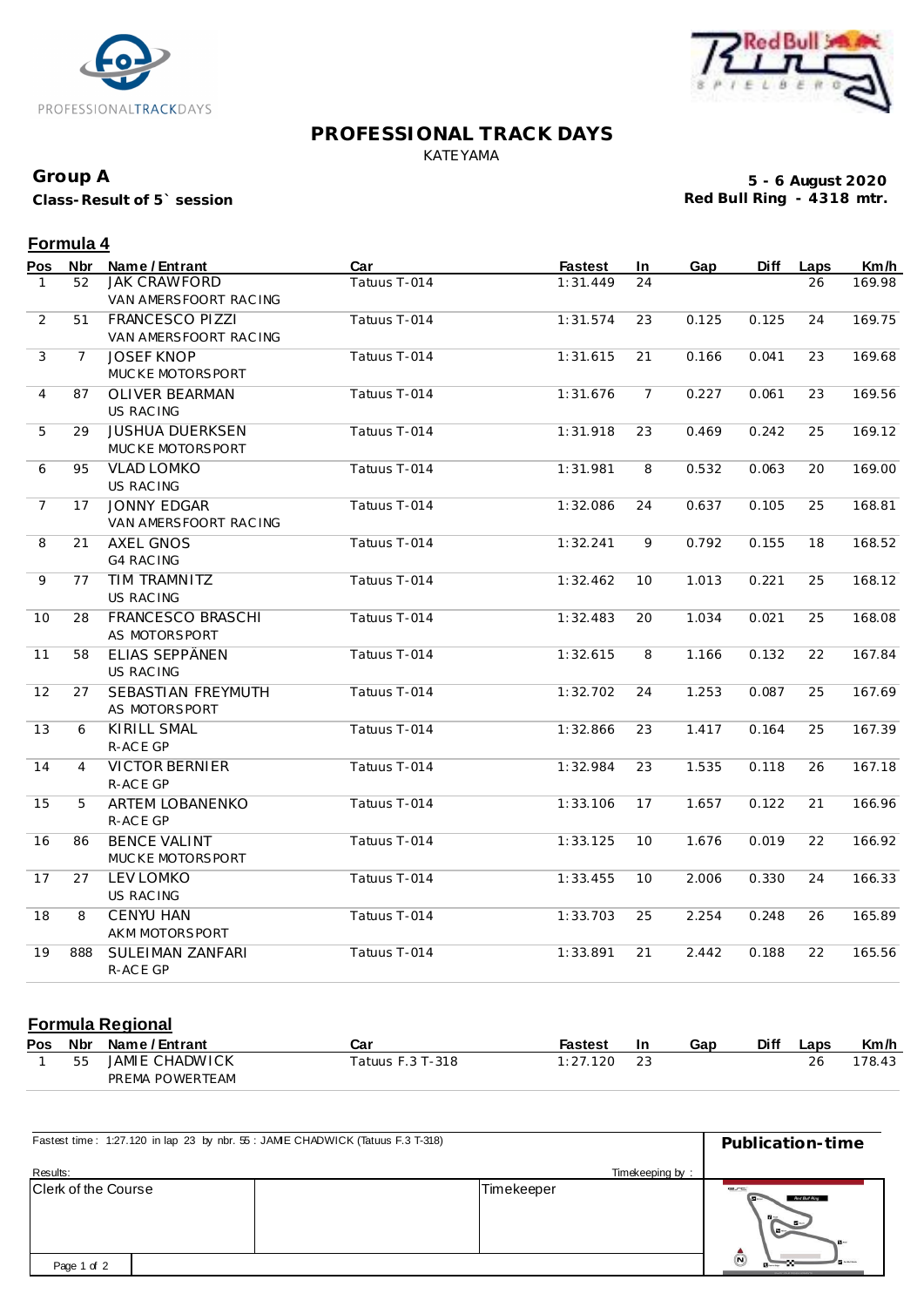# PROFESSIONAL TRACK DAYS

KATEYAMA

**Group A**

**Class-Result of 5` session**

**5 - 6 August 2020**

**Red Bull Ring - 4318 mtr.**

## Formula 4

| Pos | Nbr | Name / Entrant | Car | Fastest | In | Gap | Diff | Laps | Km/h |
|---|---|---|---|---|---|---|---|---|---|
| 1 | 52 | JAK CRAWFORD<br>VAN AMERSFOORT RACING | Tatuus T-014 | 1:31.449 | 24 | | | 26 | 169.98 |
| 2 | 51 | FRANCESCO PIZZI<br>VAN AMERSFOORT RACING | Tatuus T-014 | 1:31.574 | 23 | 0.125 | 0.125 | 24 | 169.75 |
| 3 | 7 | JOSEF KNOP<br>MUCKE MOTORSPORT | Tatuus T-014 | 1:31.615 | 21 | 0.166 | 0.041 | 23 | 169.68 |
| 4 | 87 | OLIVER BEARMAN<br>US RACING | Tatuus T-014 | 1:31.676 | 7 | 0.227 | 0.061 | 23 | 169.56 |
| 5 | 29 | JUSHUA DUERKSEN<br>MUCKE MOTORSPORT | Tatuus T-014 | 1:31.918 | 23 | 0.469 | 0.242 | 25 | 169.12 |
| 6 | 95 | VLAD LOMKO<br>US RACING | Tatuus T-014 | 1:31.981 | 8 | 0.532 | 0.063 | 20 | 169.00 |
| 7 | 17 | JONNY EDGAR<br>VAN AMERSFOORT RACING | Tatuus T-014 | 1:32.086 | 24 | 0.637 | 0.105 | 25 | 168.81 |
| 8 | 21 | AXEL GNOS<br>G4 RACING | Tatuus T-014 | 1:32.241 | 9 | 0.792 | 0.155 | 18 | 168.52 |
| 9 | 77 | TIM TRAMNITZ<br>US RACING | Tatuus T-014 | 1:32.462 | 10 | 1.013 | 0.221 | 25 | 168.12 |
| 10 | 28 | FRANCESCO BRASCHI<br>AS MOTORSPORT | Tatuus T-014 | 1:32.483 | 20 | 1.034 | 0.021 | 25 | 168.08 |
| 11 | 58 | ELIAS SEPPÄNEN<br>US RACING | Tatuus T-014 | 1:32.615 | 8 | 1.166 | 0.132 | 22 | 167.84 |
| 12 | 27 | SEBASTIAN FREYMUTH<br>AS MOTORSPORT | Tatuus T-014 | 1:32.702 | 24 | 1.253 | 0.087 | 25 | 167.69 |
| 13 | 6 | KIRILL SMAL<br>R-ACE GP | Tatuus T-014 | 1:32.866 | 23 | 1.417 | 0.164 | 25 | 167.39 |
| 14 | 4 | VICTOR BERNIER<br>R-ACE GP | Tatuus T-014 | 1:32.984 | 23 | 1.535 | 0.118 | 26 | 167.18 |
| 15 | 5 | ARTEM LOBANENKO<br>R-ACE GP | Tatuus T-014 | 1:33.106 | 17 | 1.657 | 0.122 | 21 | 166.96 |
| 16 | 86 | BENCE VALINT<br>MUCKE MOTORSPORT | Tatuus T-014 | 1:33.125 | 10 | 1.676 | 0.019 | 22 | 166.92 |
| 17 | 27 | LEV LOMKO<br>US RACING | Tatuus T-014 | 1:33.455 | 10 | 2.006 | 0.330 | 24 | 166.33 |
| 18 | 8 | CENYU HAN<br>AKM MOTORSPORT | Tatuus T-014 | 1:33.703 | 25 | 2.254 | 0.248 | 26 | 165.89 |
| 19 | 888 | SULEIMAN ZANFARI<br>R-ACE GP | Tatuus T-014 | 1:33.891 | 21 | 2.442 | 0.188 | 22 | 165.56 |

## Formula Regional

| Pos | Nbr | Name / Entrant | Car | Fastest | In | Gap | Diff | Laps | Km/h |
|---|---|---|---|---|---|---|---|---|---|
| 1 | 55 | JAMIE CHADWICK<br>PREMA POWERTEAM | Tatuus F.3 T-318 | 1:27.120 | 23 | | | 26 | 178.43 |

Fastest time : 1:27.120 in lap 23 by nbr. 55 : JAMIE CHADWICK (Tatuus F.3 T-318)

**Publication-time**

Results:

Timekeeping by :

| Clerk of the Course | | Timekeeper |
|---|---|---|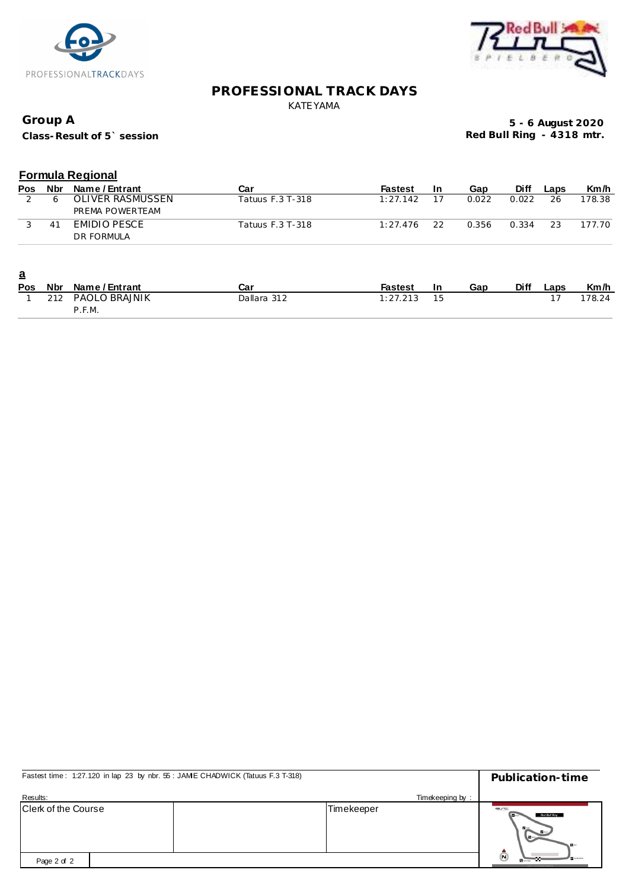# PROFESSIONAL TRACK DAYS

KATEYAMA

**Group A**

**Class-Result of 5` session**

**5 - 6 August 2020**

**Red Bull Ring - 4318 mtr.**

## Formula Regional

| Pos | Nbr | Name / Entrant | Car | Fastest | In | Gap | Diff | Laps | Km/h |
|---|---|---|---|---|---|---|---|---|---|
| 2 | 6 | OLIVER RASMUSSEN<br>PREMA POWERTEAM | Tatuus F.3 T-318 | 1:27.142 | 17 | 0.022 | 0.022 | 26 | 178.38 |
| 3 | 41 | EMIDIO PESCE<br>DR FORMULA | Tatuus F.3 T-318 | 1:27.476 | 22 | 0.356 | 0.334 | 23 | 177.70 |

## a

| Pos | Nbr | Name / Entrant | Car | Fastest | In | Gap | Diff | Laps | Km/h |
|---|---|---|---|---|---|---|---|---|---|
| 1 | 212 | PAOLO BRAJNIK<br>P.F.M. | Dallara 312 | 1:27.213 | 15 | | | 17 | 178.24 |

Fastest time : 1:27.120 in lap 23 by nbr. 55 : JAMIE CHADWICK (Tatuus F.3 T-318)

**Publication-time**

Results:

Timekeeping by :

| Clerk of the Course | | Timekeeper |
|---|---|---|